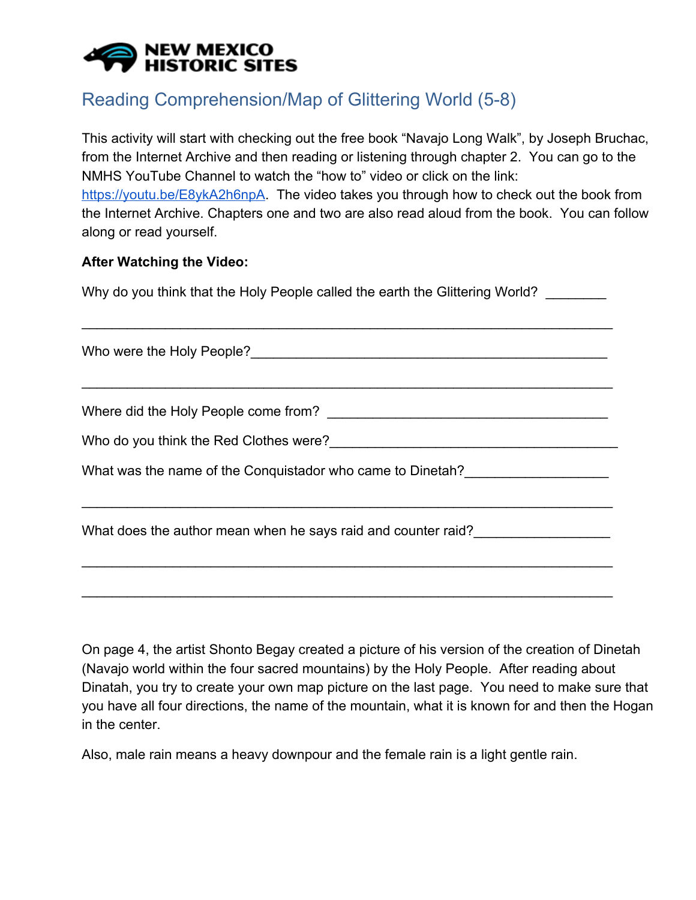NEW MEXICO HISTORIC SITES

# Reading Comprehension/Map of Glittering World (5-8)

This activity will start with checking out the free book "Navajo Long Walk", by Joseph Bruchac, from the Internet Archive and then reading or listening through chapter 2. You can go to the NMHS YouTube Channel to watch the "how to" video or click on the link: [https://youtu.be/E8ykA2h6npA](https://youtu.be/E8ykA2h6npA). The video takes you through how to check out the book from the Internet Archive. Chapters one and two are also read aloud from the book. You can follow along or read yourself.

**After Watching the Video:**

Why do you think that the Holy People called the earth the Glittering World? ________

______________________________________________________________________

Who were the Holy People?______________________________________________

______________________________________________________________________

Where did the Holy People come from? ____________________________________

Who do you think the Red Clothes were?____________________________________

What was the name of the Conquistador who came to Dinetah?__________________

______________________________________________________________________

What does the author mean when he says raid and counter raid?_________________

______________________________________________________________________

______________________________________________________________________

On page 4, the artist Shonto Begay created a picture of his version of the creation of Dinetah (Navajo world within the four sacred mountains) by the Holy People. After reading about Dinatah, you try to create your own map picture on the last page. You need to make sure that you have all four directions, the name of the mountain, what it is known for and then the Hogan in the center.

Also, male rain means a heavy downpour and the female rain is a light gentle rain.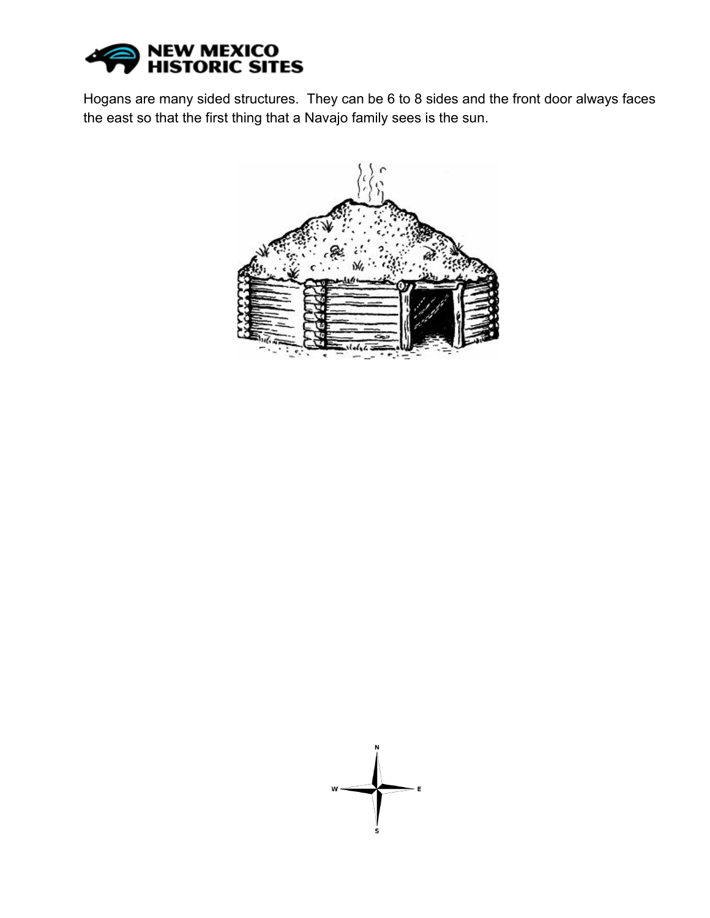Hogans are many sided structures. They can be 6 to 8 sides and the front door always faces the east so that the first thing that a Navajo family sees is the sun.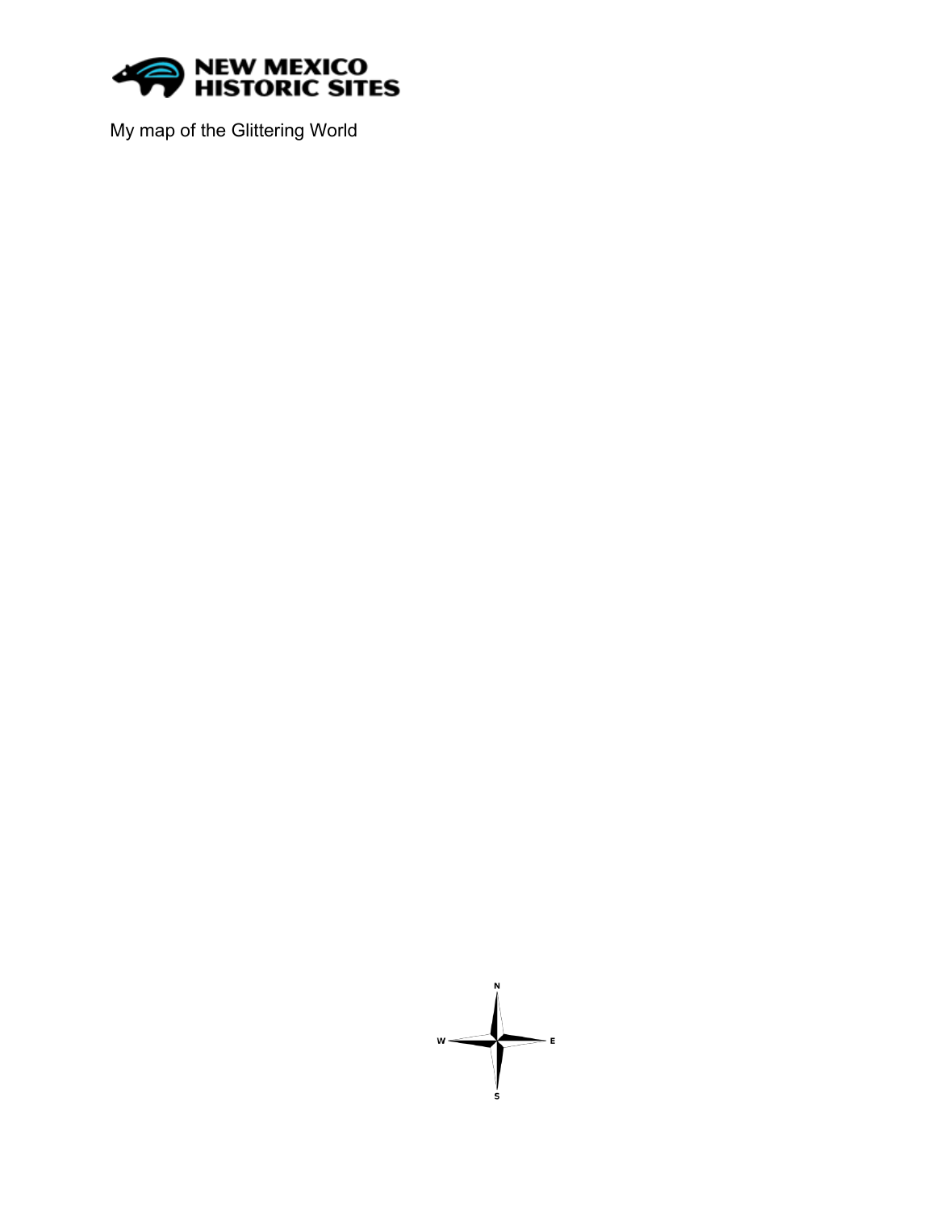NEW MEXICO HISTORIC SITES

My map of the Glittering World

N

W E

S